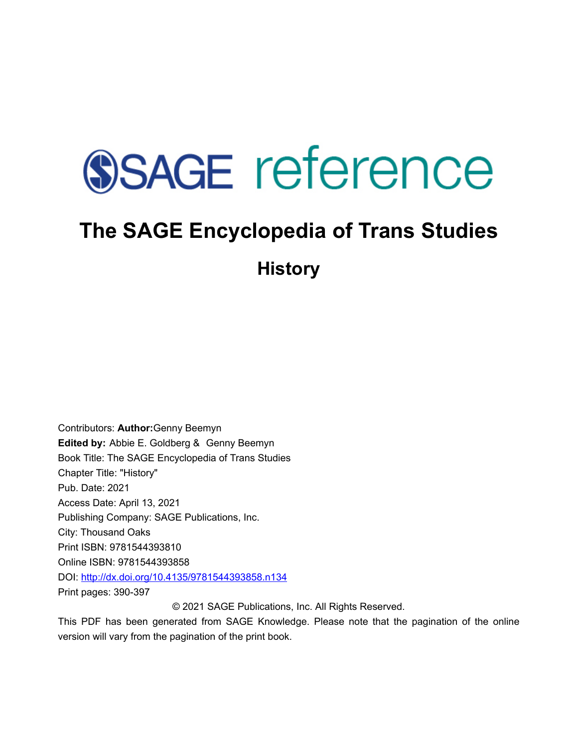SAGE reference

# The SAGE Encyclopedia of Trans Studies

## History

Contributors: **Author:**Genny Beemyn
**Edited by:** Abbie E. Goldberg & Genny Beemyn
Book Title: The SAGE Encyclopedia of Trans Studies
Chapter Title: "History"
Pub. Date: 2021
Access Date: April 13, 2021
Publishing Company: SAGE Publications, Inc.
City: Thousand Oaks
Print ISBN: 9781544393810
Online ISBN: 9781544393858
DOI: [http://dx.doi.org/10.4135/9781544393858.n134](http://dx.doi.org/10.4135/9781544393858.n134)
Print pages: 390-397

© 2021 SAGE Publications, Inc. All Rights Reserved.

This PDF has been generated from SAGE Knowledge. Please note that the pagination of the online version will vary from the pagination of the print book.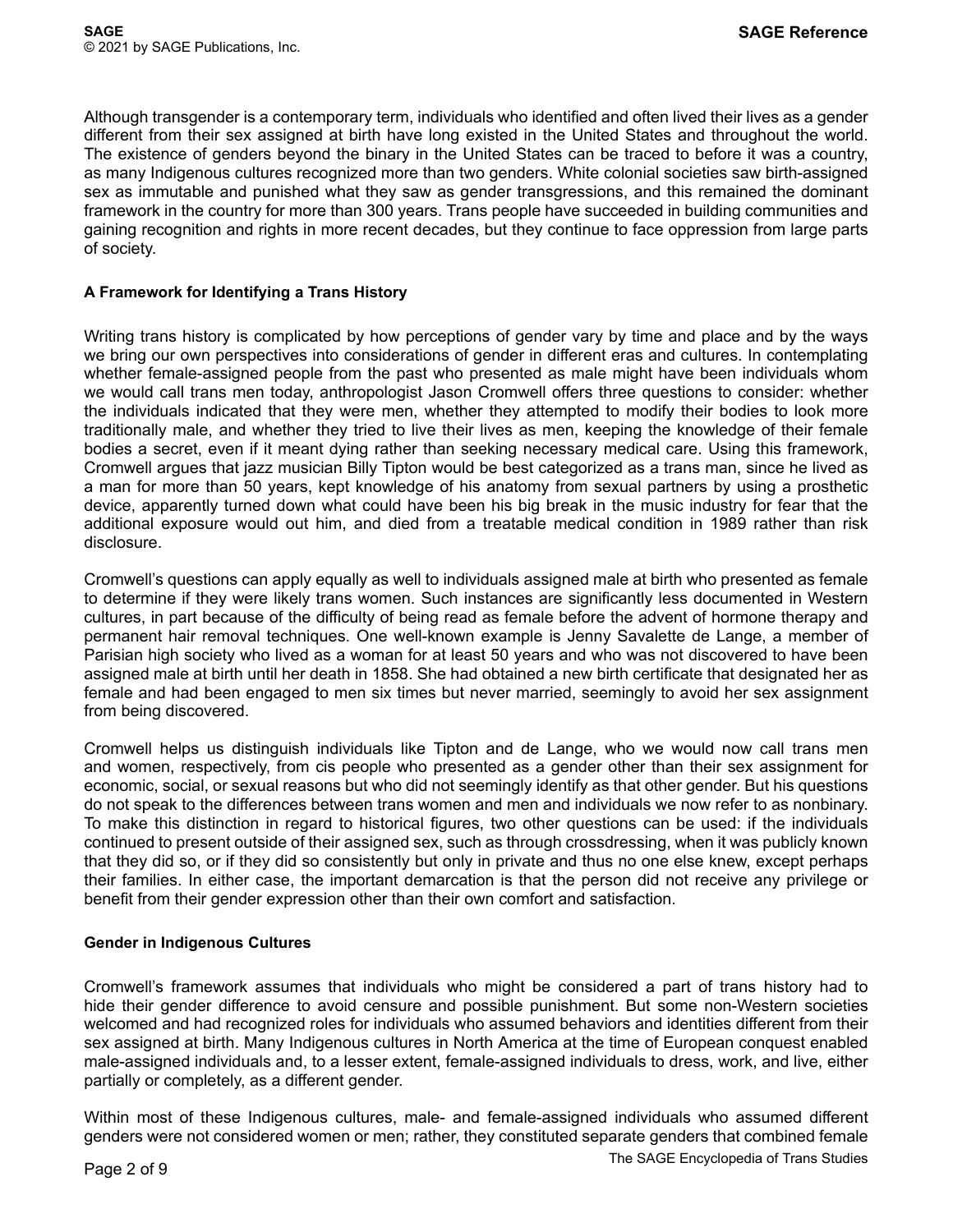Although transgender is a contemporary term, individuals who identified and often lived their lives as a gender different from their sex assigned at birth have long existed in the United States and throughout the world. The existence of genders beyond the binary in the United States can be traced to before it was a country, as many Indigenous cultures recognized more than two genders. White colonial societies saw birth-assigned sex as immutable and punished what they saw as gender transgressions, and this remained the dominant framework in the country for more than 300 years. Trans people have succeeded in building communities and gaining recognition and rights in more recent decades, but they continue to face oppression from large parts of society.

**A Framework for Identifying a Trans History**

Writing trans history is complicated by how perceptions of gender vary by time and place and by the ways we bring our own perspectives into considerations of gender in different eras and cultures. In contemplating whether female-assigned people from the past who presented as male might have been individuals whom we would call trans men today, anthropologist Jason Cromwell offers three questions to consider: whether the individuals indicated that they were men, whether they attempted to modify their bodies to look more traditionally male, and whether they tried to live their lives as men, keeping the knowledge of their female bodies a secret, even if it meant dying rather than seeking necessary medical care. Using this framework, Cromwell argues that jazz musician Billy Tipton would be best categorized as a trans man, since he lived as a man for more than 50 years, kept knowledge of his anatomy from sexual partners by using a prosthetic device, apparently turned down what could have been his big break in the music industry for fear that the additional exposure would out him, and died from a treatable medical condition in 1989 rather than risk disclosure.

Cromwell's questions can apply equally as well to individuals assigned male at birth who presented as female to determine if they were likely trans women. Such instances are significantly less documented in Western cultures, in part because of the difficulty of being read as female before the advent of hormone therapy and permanent hair removal techniques. One well-known example is Jenny Savalette de Lange, a member of Parisian high society who lived as a woman for at least 50 years and who was not discovered to have been assigned male at birth until her death in 1858. She had obtained a new birth certificate that designated her as female and had been engaged to men six times but never married, seemingly to avoid her sex assignment from being discovered.

Cromwell helps us distinguish individuals like Tipton and de Lange, who we would now call trans men and women, respectively, from cis people who presented as a gender other than their sex assignment for economic, social, or sexual reasons but who did not seemingly identify as that other gender. But his questions do not speak to the differences between trans women and men and individuals we now refer to as nonbinary. To make this distinction in regard to historical figures, two other questions can be used: if the individuals continued to present outside of their assigned sex, such as through crossdressing, when it was publicly known that they did so, or if they did so consistently but only in private and thus no one else knew, except perhaps their families. In either case, the important demarcation is that the person did not receive any privilege or benefit from their gender expression other than their own comfort and satisfaction.

**Gender in Indigenous Cultures**

Cromwell's framework assumes that individuals who might be considered a part of trans history had to hide their gender difference to avoid censure and possible punishment. But some non-Western societies welcomed and had recognized roles for individuals who assumed behaviors and identities different from their sex assigned at birth. Many Indigenous cultures in North America at the time of European conquest enabled male-assigned individuals and, to a lesser extent, female-assigned individuals to dress, work, and live, either partially or completely, as a different gender.

Within most of these Indigenous cultures, male- and female-assigned individuals who assumed different genders were not considered women or men; rather, they constituted separate genders that combined female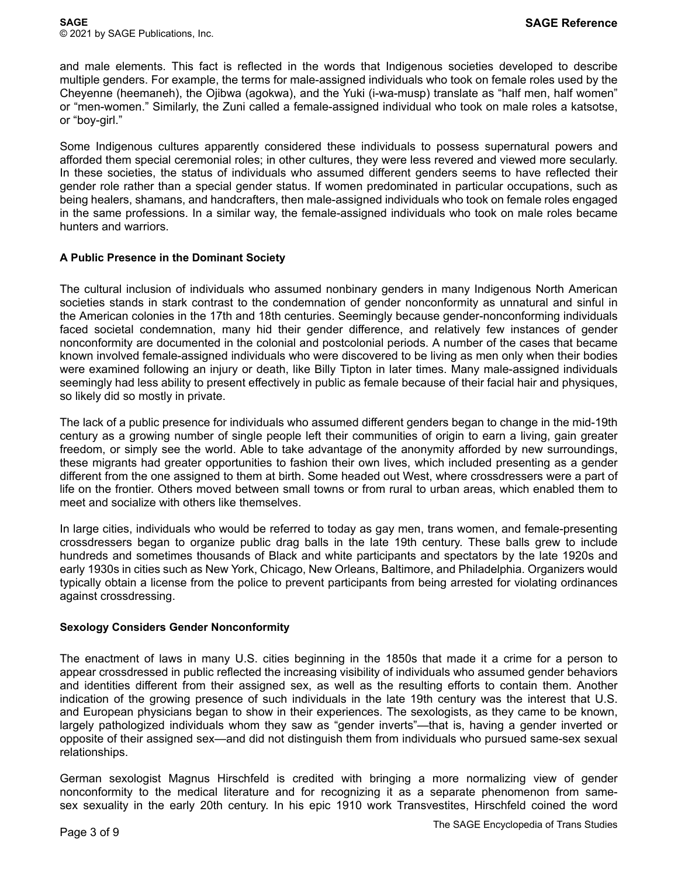and male elements. This fact is reflected in the words that Indigenous societies developed to describe multiple genders. For example, the terms for male-assigned individuals who took on female roles used by the Cheyenne (heemaneh), the Ojibwa (agokwa), and the Yuki (i-wa-musp) translate as "half men, half women" or "men-women." Similarly, the Zuni called a female-assigned individual who took on male roles a katsotse, or "boy-girl."

Some Indigenous cultures apparently considered these individuals to possess supernatural powers and afforded them special ceremonial roles; in other cultures, they were less revered and viewed more secularly. In these societies, the status of individuals who assumed different genders seems to have reflected their gender role rather than a special gender status. If women predominated in particular occupations, such as being healers, shamans, and handcrafters, then male-assigned individuals who took on female roles engaged in the same professions. In a similar way, the female-assigned individuals who took on male roles became hunters and warriors.

**A Public Presence in the Dominant Society**

The cultural inclusion of individuals who assumed nonbinary genders in many Indigenous North American societies stands in stark contrast to the condemnation of gender nonconformity as unnatural and sinful in the American colonies in the 17th and 18th centuries. Seemingly because gender-nonconforming individuals faced societal condemnation, many hid their gender difference, and relatively few instances of gender nonconformity are documented in the colonial and postcolonial periods. A number of the cases that became known involved female-assigned individuals who were discovered to be living as men only when their bodies were examined following an injury or death, like Billy Tipton in later times. Many male-assigned individuals seemingly had less ability to present effectively in public as female because of their facial hair and physiques, so likely did so mostly in private.

The lack of a public presence for individuals who assumed different genders began to change in the mid-19th century as a growing number of single people left their communities of origin to earn a living, gain greater freedom, or simply see the world. Able to take advantage of the anonymity afforded by new surroundings, these migrants had greater opportunities to fashion their own lives, which included presenting as a gender different from the one assigned to them at birth. Some headed out West, where crossdressers were a part of life on the frontier. Others moved between small towns or from rural to urban areas, which enabled them to meet and socialize with others like themselves.

In large cities, individuals who would be referred to today as gay men, trans women, and female-presenting crossdressers began to organize public drag balls in the late 19th century. These balls grew to include hundreds and sometimes thousands of Black and white participants and spectators by the late 1920s and early 1930s in cities such as New York, Chicago, New Orleans, Baltimore, and Philadelphia. Organizers would typically obtain a license from the police to prevent participants from being arrested for violating ordinances against crossdressing.

**Sexology Considers Gender Nonconformity**

The enactment of laws in many U.S. cities beginning in the 1850s that made it a crime for a person to appear crossdressed in public reflected the increasing visibility of individuals who assumed gender behaviors and identities different from their assigned sex, as well as the resulting efforts to contain them. Another indication of the growing presence of such individuals in the late 19th century was the interest that U.S. and European physicians began to show in their experiences. The sexologists, as they came to be known, largely pathologized individuals whom they saw as "gender inverts"—that is, having a gender inverted or opposite of their assigned sex—and did not distinguish them from individuals who pursued same-sex sexual relationships.

German sexologist Magnus Hirschfeld is credited with bringing a more normalizing view of gender nonconformity to the medical literature and for recognizing it as a separate phenomenon from same-sex sexuality in the early 20th century. In his epic 1910 work Transvestites, Hirschfeld coined the word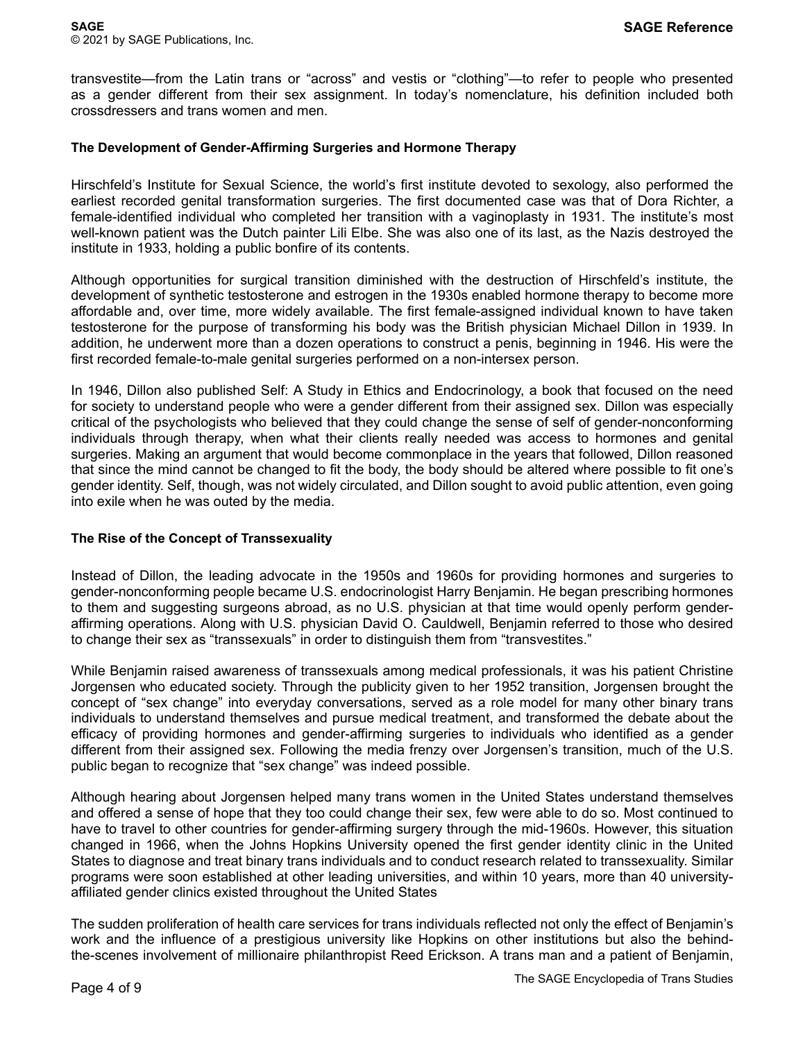transvestite—from the Latin trans or “across” and vestis or “clothing”—to refer to people who presented as a gender different from their sex assignment. In today’s nomenclature, his definition included both crossdressers and trans women and men.

### The Development of Gender-Affirming Surgeries and Hormone Therapy

Hirschfeld’s Institute for Sexual Science, the world’s first institute devoted to sexology, also performed the earliest recorded genital transformation surgeries. The first documented case was that of Dora Richter, a female-identified individual who completed her transition with a vaginoplasty in 1931. The institute’s most well-known patient was the Dutch painter Lili Elbe. She was also one of its last, as the Nazis destroyed the institute in 1933, holding a public bonfire of its contents.

Although opportunities for surgical transition diminished with the destruction of Hirschfeld’s institute, the development of synthetic testosterone and estrogen in the 1930s enabled hormone therapy to become more affordable and, over time, more widely available. The first female-assigned individual known to have taken testosterone for the purpose of transforming his body was the British physician Michael Dillon in 1939. In addition, he underwent more than a dozen operations to construct a penis, beginning in 1946. His were the first recorded female-to-male genital surgeries performed on a non-intersex person.

In 1946, Dillon also published Self: A Study in Ethics and Endocrinology, a book that focused on the need for society to understand people who were a gender different from their assigned sex. Dillon was especially critical of the psychologists who believed that they could change the sense of self of gender-nonconforming individuals through therapy, when what their clients really needed was access to hormones and genital surgeries. Making an argument that would become commonplace in the years that followed, Dillon reasoned that since the mind cannot be changed to fit the body, the body should be altered where possible to fit one’s gender identity. Self, though, was not widely circulated, and Dillon sought to avoid public attention, even going into exile when he was outed by the media.

### The Rise of the Concept of Transsexuality

Instead of Dillon, the leading advocate in the 1950s and 1960s for providing hormones and surgeries to gender-nonconforming people became U.S. endocrinologist Harry Benjamin. He began prescribing hormones to them and suggesting surgeons abroad, as no U.S. physician at that time would openly perform gender-affirming operations. Along with U.S. physician David O. Cauldwell, Benjamin referred to those who desired to change their sex as “transsexuals” in order to distinguish them from “transvestites.”

While Benjamin raised awareness of transsexuals among medical professionals, it was his patient Christine Jorgensen who educated society. Through the publicity given to her 1952 transition, Jorgensen brought the concept of “sex change” into everyday conversations, served as a role model for many other binary trans individuals to understand themselves and pursue medical treatment, and transformed the debate about the efficacy of providing hormones and gender-affirming surgeries to individuals who identified as a gender different from their assigned sex. Following the media frenzy over Jorgensen’s transition, much of the U.S. public began to recognize that “sex change” was indeed possible.

Although hearing about Jorgensen helped many trans women in the United States understand themselves and offered a sense of hope that they too could change their sex, few were able to do so. Most continued to have to travel to other countries for gender-affirming surgery through the mid-1960s. However, this situation changed in 1966, when the Johns Hopkins University opened the first gender identity clinic in the United States to diagnose and treat binary trans individuals and to conduct research related to transsexuality. Similar programs were soon established at other leading universities, and within 10 years, more than 40 university-affiliated gender clinics existed throughout the United States

The sudden proliferation of health care services for trans individuals reflected not only the effect of Benjamin’s work and the influence of a prestigious university like Hopkins on other institutions but also the behind-the-scenes involvement of millionaire philanthropist Reed Erickson. A trans man and a patient of Benjamin,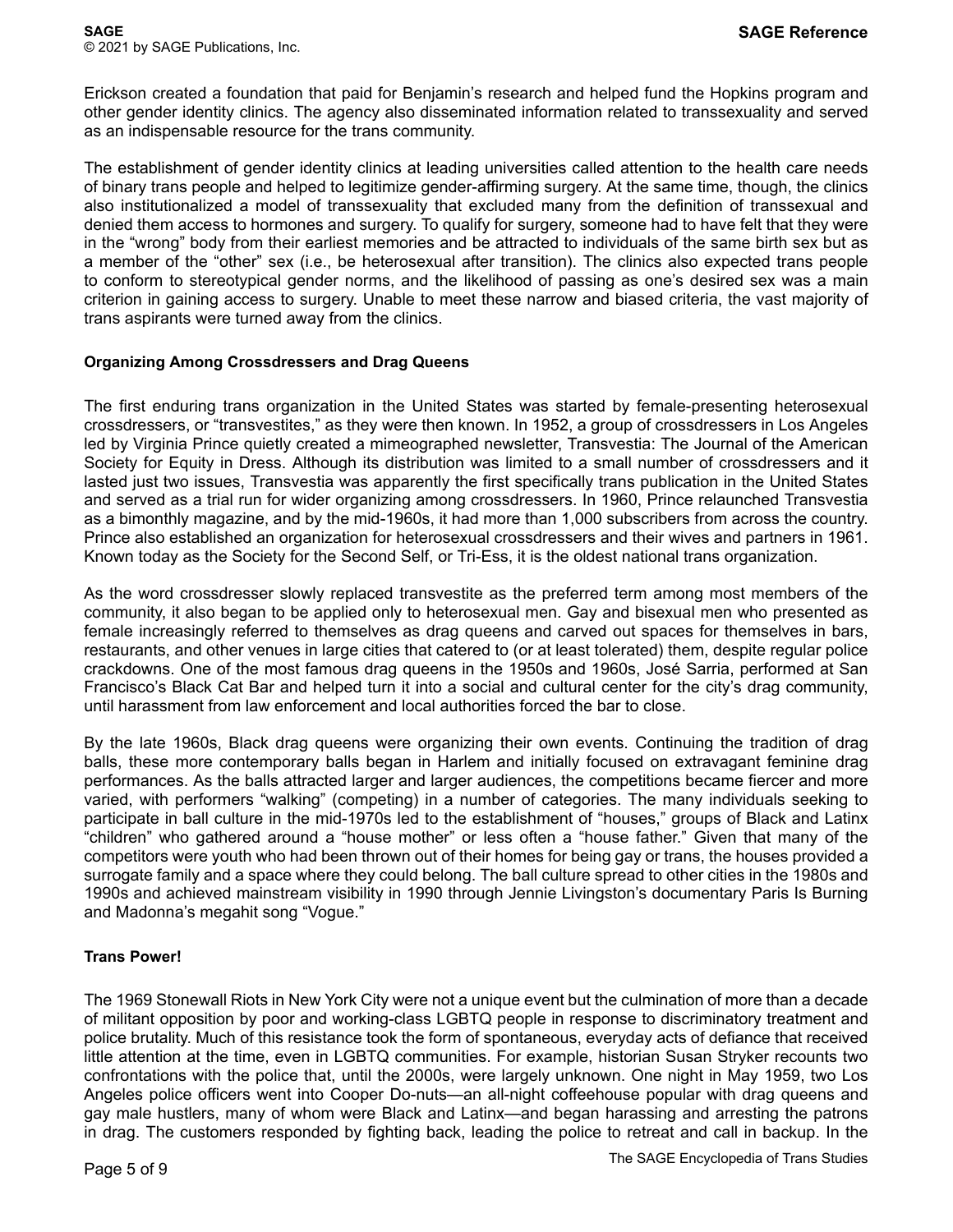Erickson created a foundation that paid for Benjamin's research and helped fund the Hopkins program and other gender identity clinics. The agency also disseminated information related to transsexuality and served as an indispensable resource for the trans community.

The establishment of gender identity clinics at leading universities called attention to the health care needs of binary trans people and helped to legitimize gender-affirming surgery. At the same time, though, the clinics also institutionalized a model of transsexuality that excluded many from the definition of transsexual and denied them access to hormones and surgery. To qualify for surgery, someone had to have felt that they were in the "wrong" body from their earliest memories and be attracted to individuals of the same birth sex but as a member of the "other" sex (i.e., be heterosexual after transition). The clinics also expected trans people to conform to stereotypical gender norms, and the likelihood of passing as one's desired sex was a main criterion in gaining access to surgery. Unable to meet these narrow and biased criteria, the vast majority of trans aspirants were turned away from the clinics.

**Organizing Among Crossdressers and Drag Queens**

The first enduring trans organization in the United States was started by female-presenting heterosexual crossdressers, or "transvestites," as they were then known. In 1952, a group of crossdressers in Los Angeles led by Virginia Prince quietly created a mimeographed newsletter, Transvestia: The Journal of the American Society for Equity in Dress. Although its distribution was limited to a small number of crossdressers and it lasted just two issues, Transvestia was apparently the first specifically trans publication in the United States and served as a trial run for wider organizing among crossdressers. In 1960, Prince relaunched Transvestia as a bimonthly magazine, and by the mid-1960s, it had more than 1,000 subscribers from across the country. Prince also established an organization for heterosexual crossdressers and their wives and partners in 1961. Known today as the Society for the Second Self, or Tri-Ess, it is the oldest national trans organization.

As the word crossdresser slowly replaced transvestite as the preferred term among most members of the community, it also began to be applied only to heterosexual men. Gay and bisexual men who presented as female increasingly referred to themselves as drag queens and carved out spaces for themselves in bars, restaurants, and other venues in large cities that catered to (or at least tolerated) them, despite regular police crackdowns. One of the most famous drag queens in the 1950s and 1960s, José Sarria, performed at San Francisco's Black Cat Bar and helped turn it into a social and cultural center for the city's drag community, until harassment from law enforcement and local authorities forced the bar to close.

By the late 1960s, Black drag queens were organizing their own events. Continuing the tradition of drag balls, these more contemporary balls began in Harlem and initially focused on extravagant feminine drag performances. As the balls attracted larger and larger audiences, the competitions became fiercer and more varied, with performers "walking" (competing) in a number of categories. The many individuals seeking to participate in ball culture in the mid-1970s led to the establishment of "houses," groups of Black and Latinx "children" who gathered around a "house mother" or less often a "house father." Given that many of the competitors were youth who had been thrown out of their homes for being gay or trans, the houses provided a surrogate family and a space where they could belong. The ball culture spread to other cities in the 1980s and 1990s and achieved mainstream visibility in 1990 through Jennie Livingston's documentary Paris Is Burning and Madonna's megahit song "Vogue."

**Trans Power!**

The 1969 Stonewall Riots in New York City were not a unique event but the culmination of more than a decade of militant opposition by poor and working-class LGBTQ people in response to discriminatory treatment and police brutality. Much of this resistance took the form of spontaneous, everyday acts of defiance that received little attention at the time, even in LGBTQ communities. For example, historian Susan Stryker recounts two confrontations with the police that, until the 2000s, were largely unknown. One night in May 1959, two Los Angeles police officers went into Cooper Do-nuts—an all-night coffeehouse popular with drag queens and gay male hustlers, many of whom were Black and Latinx—and began harassing and arresting the patrons in drag. The customers responded by fighting back, leading the police to retreat and call in backup. In the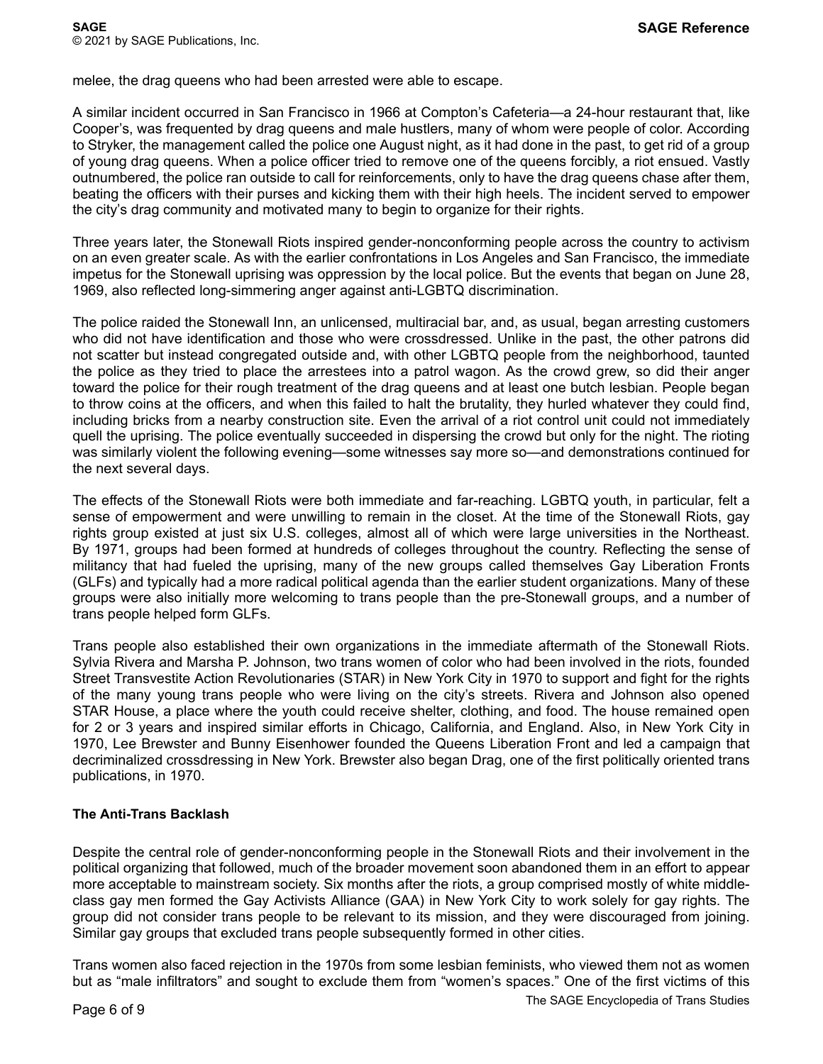melee, the drag queens who had been arrested were able to escape.

A similar incident occurred in San Francisco in 1966 at Compton's Cafeteria—a 24-hour restaurant that, like Cooper's, was frequented by drag queens and male hustlers, many of whom were people of color. According to Stryker, the management called the police one August night, as it had done in the past, to get rid of a group of young drag queens. When a police officer tried to remove one of the queens forcibly, a riot ensued. Vastly outnumbered, the police ran outside to call for reinforcements, only to have the drag queens chase after them, beating the officers with their purses and kicking them with their high heels. The incident served to empower the city's drag community and motivated many to begin to organize for their rights.

Three years later, the Stonewall Riots inspired gender-nonconforming people across the country to activism on an even greater scale. As with the earlier confrontations in Los Angeles and San Francisco, the immediate impetus for the Stonewall uprising was oppression by the local police. But the events that began on June 28, 1969, also reflected long-simmering anger against anti-LGBTQ discrimination.

The police raided the Stonewall Inn, an unlicensed, multiracial bar, and, as usual, began arresting customers who did not have identification and those who were crossdressed. Unlike in the past, the other patrons did not scatter but instead congregated outside and, with other LGBTQ people from the neighborhood, taunted the police as they tried to place the arrestees into a patrol wagon. As the crowd grew, so did their anger toward the police for their rough treatment of the drag queens and at least one butch lesbian. People began to throw coins at the officers, and when this failed to halt the brutality, they hurled whatever they could find, including bricks from a nearby construction site. Even the arrival of a riot control unit could not immediately quell the uprising. The police eventually succeeded in dispersing the crowd but only for the night. The rioting was similarly violent the following evening—some witnesses say more so—and demonstrations continued for the next several days.

The effects of the Stonewall Riots were both immediate and far-reaching. LGBTQ youth, in particular, felt a sense of empowerment and were unwilling to remain in the closet. At the time of the Stonewall Riots, gay rights group existed at just six U.S. colleges, almost all of which were large universities in the Northeast. By 1971, groups had been formed at hundreds of colleges throughout the country. Reflecting the sense of militancy that had fueled the uprising, many of the new groups called themselves Gay Liberation Fronts (GLFs) and typically had a more radical political agenda than the earlier student organizations. Many of these groups were also initially more welcoming to trans people than the pre-Stonewall groups, and a number of trans people helped form GLFs.

Trans people also established their own organizations in the immediate aftermath of the Stonewall Riots. Sylvia Rivera and Marsha P. Johnson, two trans women of color who had been involved in the riots, founded Street Transvestite Action Revolutionaries (STAR) in New York City in 1970 to support and fight for the rights of the many young trans people who were living on the city's streets. Rivera and Johnson also opened STAR House, a place where the youth could receive shelter, clothing, and food. The house remained open for 2 or 3 years and inspired similar efforts in Chicago, California, and England. Also, in New York City in 1970, Lee Brewster and Bunny Eisenhower founded the Queens Liberation Front and led a campaign that decriminalized crossdressing in New York. Brewster also began Drag, one of the first politically oriented trans publications, in 1970.

### The Anti-Trans Backlash

Despite the central role of gender-nonconforming people in the Stonewall Riots and their involvement in the political organizing that followed, much of the broader movement soon abandoned them in an effort to appear more acceptable to mainstream society. Six months after the riots, a group comprised mostly of white middle-class gay men formed the Gay Activists Alliance (GAA) in New York City to work solely for gay rights. The group did not consider trans people to be relevant to its mission, and they were discouraged from joining. Similar gay groups that excluded trans people subsequently formed in other cities.

Trans women also faced rejection in the 1970s from some lesbian feminists, who viewed them not as women but as "male infiltrators" and sought to exclude them from "women's spaces." One of the first victims of this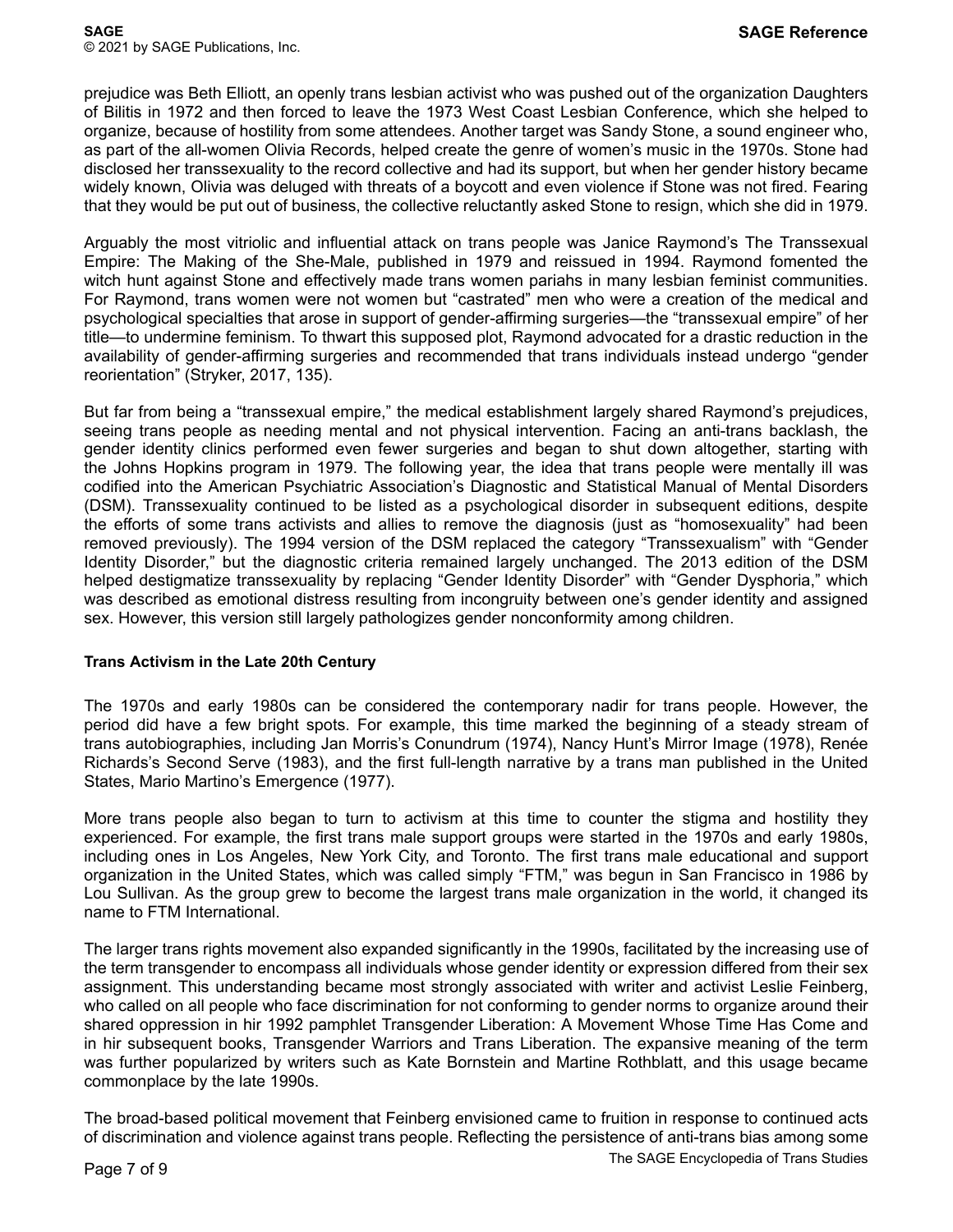prejudice was Beth Elliott, an openly trans lesbian activist who was pushed out of the organization Daughters of Bilitis in 1972 and then forced to leave the 1973 West Coast Lesbian Conference, which she helped to organize, because of hostility from some attendees. Another target was Sandy Stone, a sound engineer who, as part of the all-women Olivia Records, helped create the genre of women's music in the 1970s. Stone had disclosed her transsexuality to the record collective and had its support, but when her gender history became widely known, Olivia was deluged with threats of a boycott and even violence if Stone was not fired. Fearing that they would be put out of business, the collective reluctantly asked Stone to resign, which she did in 1979.

Arguably the most vitriolic and influential attack on trans people was Janice Raymond's The Transsexual Empire: The Making of the She-Male, published in 1979 and reissued in 1994. Raymond fomented the witch hunt against Stone and effectively made trans women pariahs in many lesbian feminist communities. For Raymond, trans women were not women but "castrated" men who were a creation of the medical and psychological specialties that arose in support of gender-affirming surgeries—the "transsexual empire" of her title—to undermine feminism. To thwart this supposed plot, Raymond advocated for a drastic reduction in the availability of gender-affirming surgeries and recommended that trans individuals instead undergo "gender reorientation" (Stryker, 2017, 135).

But far from being a "transsexual empire," the medical establishment largely shared Raymond's prejudices, seeing trans people as needing mental and not physical intervention. Facing an anti-trans backlash, the gender identity clinics performed even fewer surgeries and began to shut down altogether, starting with the Johns Hopkins program in 1979. The following year, the idea that trans people were mentally ill was codified into the American Psychiatric Association's Diagnostic and Statistical Manual of Mental Disorders (DSM). Transsexuality continued to be listed as a psychological disorder in subsequent editions, despite the efforts of some trans activists and allies to remove the diagnosis (just as "homosexuality" had been removed previously). The 1994 version of the DSM replaced the category "Transsexualism" with "Gender Identity Disorder," but the diagnostic criteria remained largely unchanged. The 2013 edition of the DSM helped destigmatize transsexuality by replacing "Gender Identity Disorder" with "Gender Dysphoria," which was described as emotional distress resulting from incongruity between one's gender identity and assigned sex. However, this version still largely pathologizes gender nonconformity among children.

### Trans Activism in the Late 20th Century

The 1970s and early 1980s can be considered the contemporary nadir for trans people. However, the period did have a few bright spots. For example, this time marked the beginning of a steady stream of trans autobiographies, including Jan Morris's Conundrum (1974), Nancy Hunt's Mirror Image (1978), Renée Richards's Second Serve (1983), and the first full-length narrative by a trans man published in the United States, Mario Martino's Emergence (1977).

More trans people also began to turn to activism at this time to counter the stigma and hostility they experienced. For example, the first trans male support groups were started in the 1970s and early 1980s, including ones in Los Angeles, New York City, and Toronto. The first trans male educational and support organization in the United States, which was called simply "FTM," was begun in San Francisco in 1986 by Lou Sullivan. As the group grew to become the largest trans male organization in the world, it changed its name to FTM International.

The larger trans rights movement also expanded significantly in the 1990s, facilitated by the increasing use of the term transgender to encompass all individuals whose gender identity or expression differed from their sex assignment. This understanding became most strongly associated with writer and activist Leslie Feinberg, who called on all people who face discrimination for not conforming to gender norms to organize around their shared oppression in hir 1992 pamphlet Transgender Liberation: A Movement Whose Time Has Come and in hir subsequent books, Transgender Warriors and Trans Liberation. The expansive meaning of the term was further popularized by writers such as Kate Bornstein and Martine Rothblatt, and this usage became commonplace by the late 1990s.

The broad-based political movement that Feinberg envisioned came to fruition in response to continued acts of discrimination and violence against trans people. Reflecting the persistence of anti-trans bias among some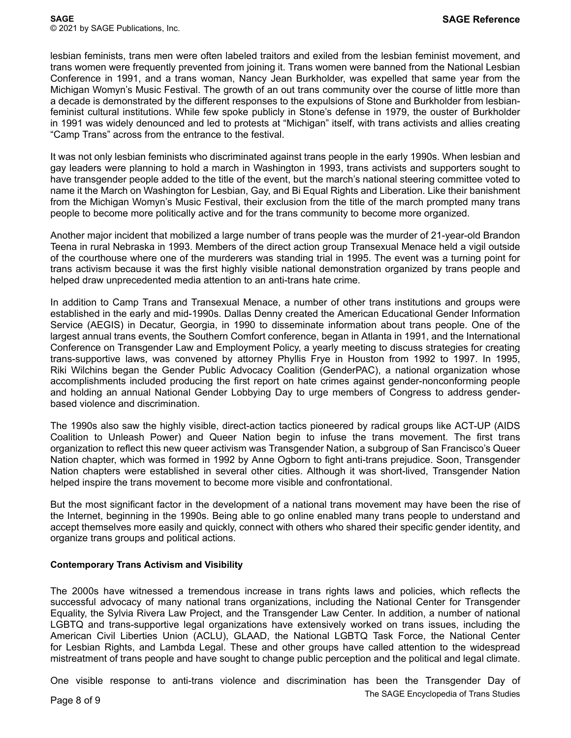lesbian feminists, trans men were often labeled traitors and exiled from the lesbian feminist movement, and trans women were frequently prevented from joining it. Trans women were banned from the National Lesbian Conference in 1991, and a trans woman, Nancy Jean Burkholder, was expelled that same year from the Michigan Womyn's Music Festival. The growth of an out trans community over the course of little more than a decade is demonstrated by the different responses to the expulsions of Stone and Burkholder from lesbian-feminist cultural institutions. While few spoke publicly in Stone's defense in 1979, the ouster of Burkholder in 1991 was widely denounced and led to protests at "Michigan" itself, with trans activists and allies creating "Camp Trans" across from the entrance to the festival.

It was not only lesbian feminists who discriminated against trans people in the early 1990s. When lesbian and gay leaders were planning to hold a march in Washington in 1993, trans activists and supporters sought to have transgender people added to the title of the event, but the march's national steering committee voted to name it the March on Washington for Lesbian, Gay, and Bi Equal Rights and Liberation. Like their banishment from the Michigan Womyn's Music Festival, their exclusion from the title of the march prompted many trans people to become more politically active and for the trans community to become more organized.

Another major incident that mobilized a large number of trans people was the murder of 21-year-old Brandon Teena in rural Nebraska in 1993. Members of the direct action group Transexual Menace held a vigil outside of the courthouse where one of the murderers was standing trial in 1995. The event was a turning point for trans activism because it was the first highly visible national demonstration organized by trans people and helped draw unprecedented media attention to an anti-trans hate crime.

In addition to Camp Trans and Transexual Menace, a number of other trans institutions and groups were established in the early and mid-1990s. Dallas Denny created the American Educational Gender Information Service (AEGIS) in Decatur, Georgia, in 1990 to disseminate information about trans people. One of the largest annual trans events, the Southern Comfort conference, began in Atlanta in 1991, and the International Conference on Transgender Law and Employment Policy, a yearly meeting to discuss strategies for creating trans-supportive laws, was convened by attorney Phyllis Frye in Houston from 1992 to 1997. In 1995, Riki Wilchins began the Gender Public Advocacy Coalition (GenderPAC), a national organization whose accomplishments included producing the first report on hate crimes against gender-nonconforming people and holding an annual National Gender Lobbying Day to urge members of Congress to address gender-based violence and discrimination.

The 1990s also saw the highly visible, direct-action tactics pioneered by radical groups like ACT-UP (AIDS Coalition to Unleash Power) and Queer Nation begin to infuse the trans movement. The first trans organization to reflect this new queer activism was Transgender Nation, a subgroup of San Francisco's Queer Nation chapter, which was formed in 1992 by Anne Ogborn to fight anti-trans prejudice. Soon, Transgender Nation chapters were established in several other cities. Although it was short-lived, Transgender Nation helped inspire the trans movement to become more visible and confrontational.

But the most significant factor in the development of a national trans movement may have been the rise of the Internet, beginning in the 1990s. Being able to go online enabled many trans people to understand and accept themselves more easily and quickly, connect with others who shared their specific gender identity, and organize trans groups and political actions.

**Contemporary Trans Activism and Visibility**

The 2000s have witnessed a tremendous increase in trans rights laws and policies, which reflects the successful advocacy of many national trans organizations, including the National Center for Transgender Equality, the Sylvia Rivera Law Project, and the Transgender Law Center. In addition, a number of national LGBTQ and trans-supportive legal organizations have extensively worked on trans issues, including the American Civil Liberties Union (ACLU), GLAAD, the National LGBTQ Task Force, the National Center for Lesbian Rights, and Lambda Legal. These and other groups have called attention to the widespread mistreatment of trans people and have sought to change public perception and the political and legal climate.

One visible response to anti-trans violence and discrimination has been the Transgender Day of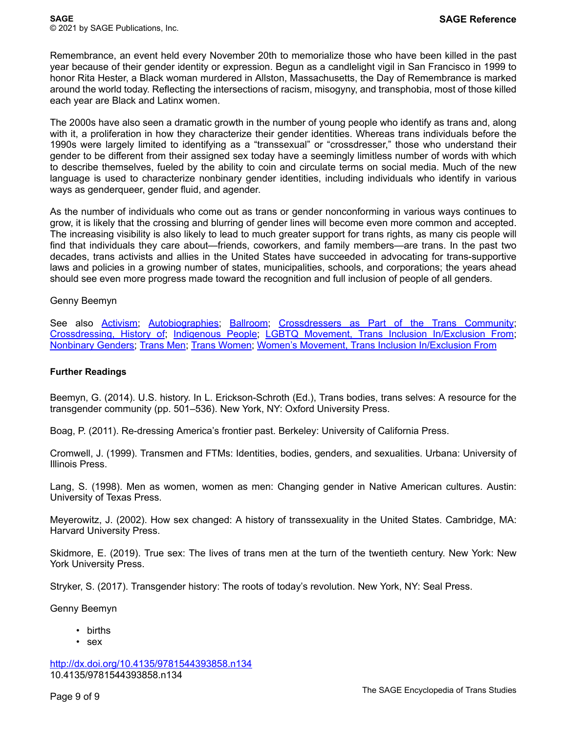Remembrance, an event held every November 20th to memorialize those who have been killed in the past year because of their gender identity or expression. Begun as a candlelight vigil in San Francisco in 1999 to honor Rita Hester, a Black woman murdered in Allston, Massachusetts, the Day of Remembrance is marked around the world today. Reflecting the intersections of racism, misogyny, and transphobia, most of those killed each year are Black and Latinx women.

The 2000s have also seen a dramatic growth in the number of young people who identify as trans and, along with it, a proliferation in how they characterize their gender identities. Whereas trans individuals before the 1990s were largely limited to identifying as a "transsexual" or "crossdresser," those who understand their gender to be different from their assigned sex today have a seemingly limitless number of words with which to describe themselves, fueled by the ability to coin and circulate terms on social media. Much of the new language is used to characterize nonbinary gender identities, including individuals who identify in various ways as genderqueer, gender fluid, and agender.

As the number of individuals who come out as trans or gender nonconforming in various ways continues to grow, it is likely that the crossing and blurring of gender lines will become even more common and accepted. The increasing visibility is also likely to lead to much greater support for trans rights, as many cis people will find that individuals they care about—friends, coworkers, and family members—are trans. In the past two decades, trans activists and allies in the United States have succeeded in advocating for trans-supportive laws and policies in a growing number of states, municipalities, schools, and corporations; the years ahead should see even more progress made toward the recognition and full inclusion of people of all genders.

Genny Beemyn

See also Activism; Autobiographies; Ballroom; Crossdressers as Part of the Trans Community; Crossdressing, History of; Indigenous People; LGBTQ Movement, Trans Inclusion In/Exclusion From; Nonbinary Genders; Trans Men; Trans Women; Women's Movement, Trans Inclusion In/Exclusion From

**Further Readings**

Beemyn, G. (2014). U.S. history. In L. Erickson-Schroth (Ed.), Trans bodies, trans selves: A resource for the transgender community (pp. 501–536). New York, NY: Oxford University Press.

Boag, P. (2011). Re-dressing America's frontier past. Berkeley: University of California Press.

Cromwell, J. (1999). Transmen and FTMs: Identities, bodies, genders, and sexualities. Urbana: University of Illinois Press.

Lang, S. (1998). Men as women, women as men: Changing gender in Native American cultures. Austin: University of Texas Press.

Meyerowitz, J. (2002). How sex changed: A history of transsexuality in the United States. Cambridge, MA: Harvard University Press.

Skidmore, E. (2019). True sex: The lives of trans men at the turn of the twentieth century. New York: New York University Press.

Stryker, S. (2017). Transgender history: The roots of today's revolution. New York, NY: Seal Press.

Genny Beemyn

- births
- sex

http://dx.doi.org/10.4135/9781544393858.n134
10.4135/9781544393858.n134